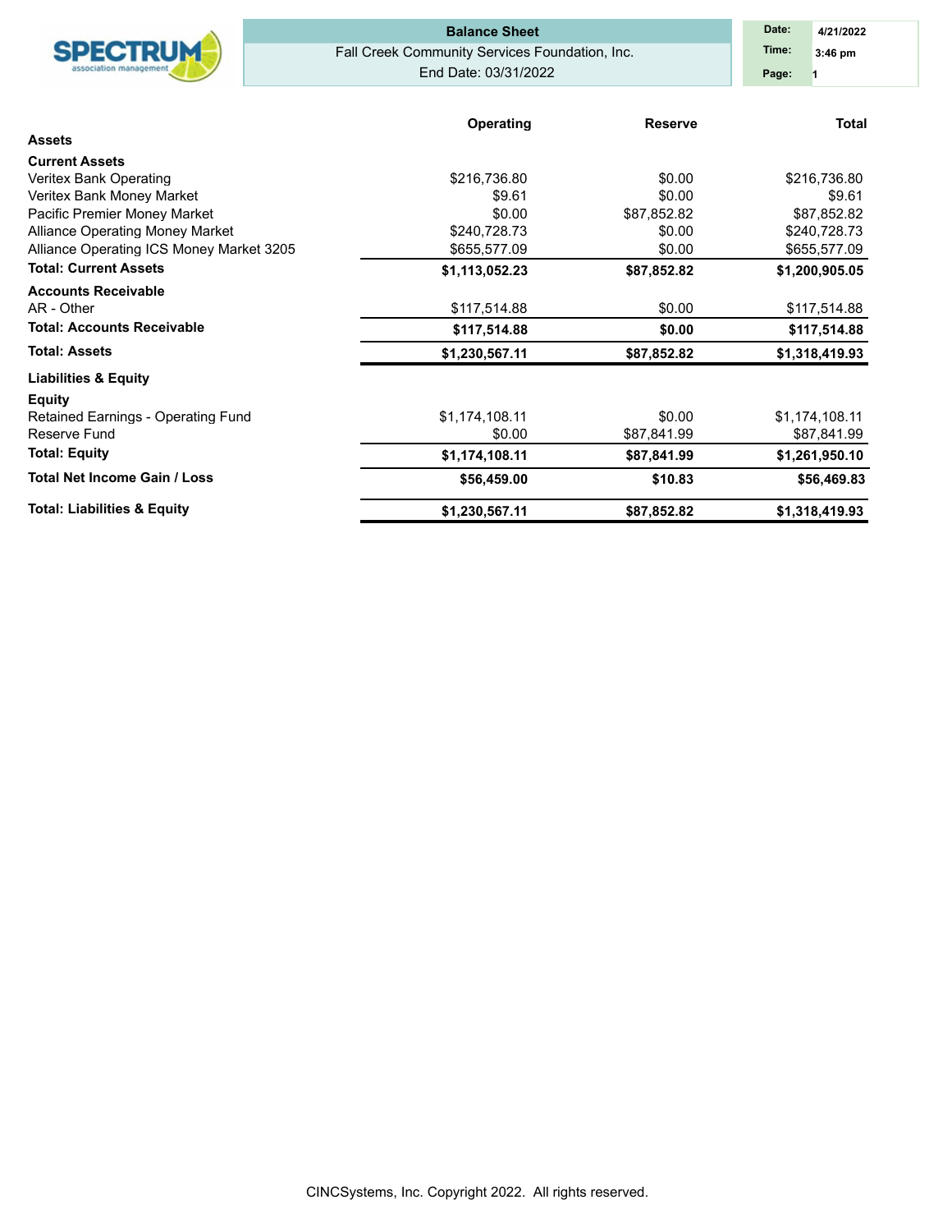# Balance Sheet

Fall Creek Community Services Foundation, Inc.

End Date: 03/31/2022

Date: 4/21/2022
Time: 3:46 pm

| | Operating | Reserve | Total |
|---|---|---|---|
| **Assets** | | | |
| **Current Assets** | | | |
| Veritex Bank Operating | $216,736.80 | $0.00 | $216,736.80 |
| Veritex Bank Money Market | $9.61 | $0.00 | $9.61 |
| Pacific Premier Money Market | $0.00 | $87,852.82 | $87,852.82 |
| Alliance Operating Money Market | $240,728.73 | $0.00 | $240,728.73 |
| Alliance Operating ICS Money Market 3205 | $655,577.09 | $0.00 | $655,577.09 |
| **Total: Current Assets** | **$1,113,052.23** | **$87,852.82** | **$1,200,905.05** |
| **Accounts Receivable** | | | |
| AR - Other | $117,514.88 | $0.00 | $117,514.88 |
| **Total: Accounts Receivable** | **$117,514.88** | **$0.00** | **$117,514.88** |
| **Total: Assets** | **$1,230,567.11** | **$87,852.82** | **$1,318,419.93** |
| **Liabilities & Equity** | | | |
| **Equity** | | | |
| Retained Earnings - Operating Fund | $1,174,108.11 | $0.00 | $1,174,108.11 |
| Reserve Fund | $0.00 | $87,841.99 | $87,841.99 |
| **Total: Equity** | **$1,174,108.11** | **$87,841.99** | **$1,261,950.10** |
| **Total Net Income Gain / Loss** | **$56,459.00** | **$10.83** | **$56,469.83** |
| **Total: Liabilities & Equity** | **$1,230,567.11** | **$87,852.82** | **$1,318,419.93** |

CINCSystems, Inc. Copyright 2022. All rights reserved.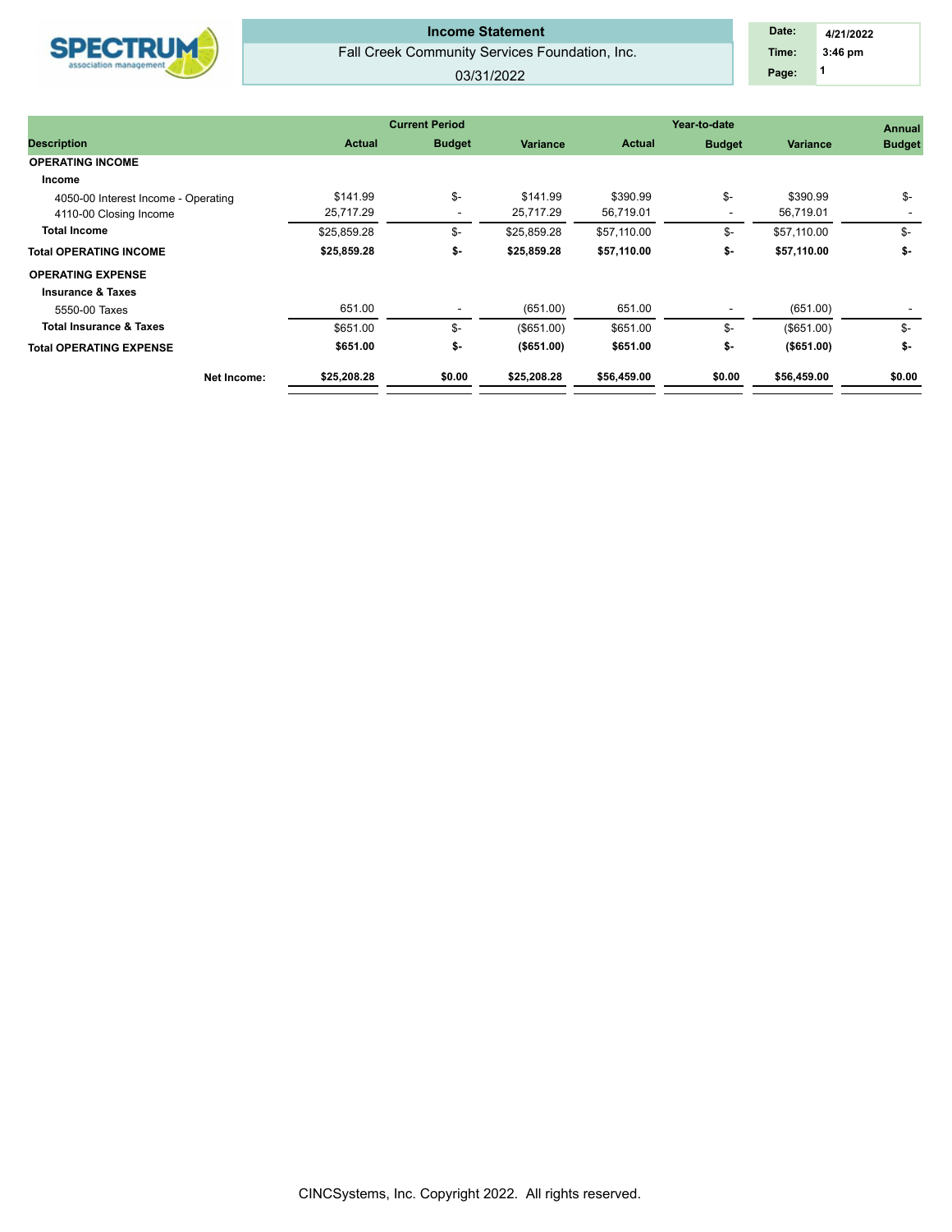**Income Statement**

Fall Creek Community Services Foundation, Inc.

03/31/2022

| Date: | 4/21/2022 |
|---|---|
| Time: | 3:46 pm |

| Description | Current Period Actual | Current Period Budget | Current Period Variance | Year-to-date Actual | Year-to-date Budget | Year-to-date Variance | Annual Budget |
|---|---|---|---|---|---|---|---|
| **OPERATING INCOME** | | | | | | | |
| **Income** | | | | | | | |
| 4050-00 Interest Income - Operating | $141.99 | $- | $141.99 | $390.99 | $- | $390.99 | $- |
| 4110-00 Closing Income | 25,717.29 | - | 25,717.29 | 56,719.01 | - | 56,719.01 | - |
| **Total Income** | $25,859.28 | $- | $25,859.28 | $57,110.00 | $- | $57,110.00 | $- |
| **Total OPERATING INCOME** | **$25,859.28** | **$-** | **$25,859.28** | **$57,110.00** | **$-** | **$57,110.00** | **$-** |
| **OPERATING EXPENSE** | | | | | | | |
| **Insurance & Taxes** | | | | | | | |
| 5550-00 Taxes | 651.00 | - | (651.00) | 651.00 | - | (651.00) | - |
| **Total Insurance & Taxes** | $651.00 | $- | ($651.00) | $651.00 | $- | ($651.00) | $- |
| **Total OPERATING EXPENSE** | **$651.00** | **$-** | **($651.00)** | **$651.00** | **$-** | **($651.00)** | **$-** |
| **Net Income:** | **$25,208.28** | **$0.00** | **$25,208.28** | **$56,459.00** | **$0.00** | **$56,459.00** | **$0.00** |

CINCSystems, Inc. Copyright 2022. All rights reserved.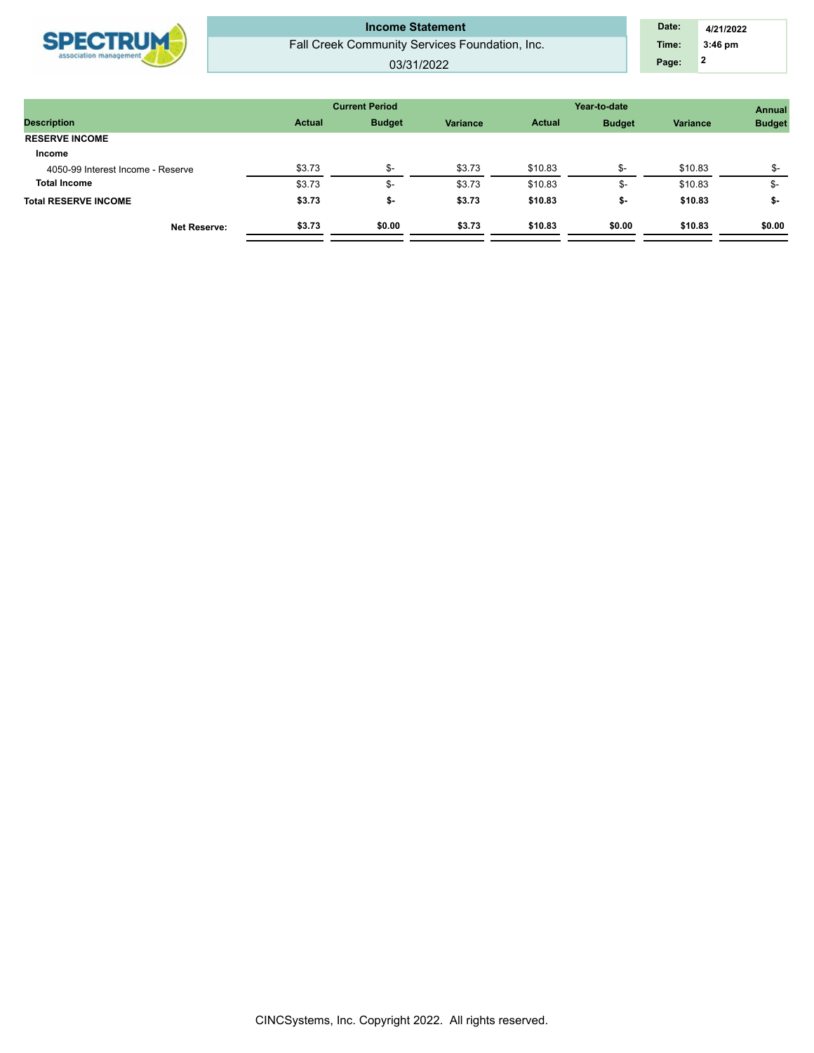# Income Statement

Fall Creek Community Services Foundation, Inc.

03/31/2022

| Date: | 4/21/2022 |
| --- | --- |
| Time: | 3:46 pm |

| Description | Current Period Actual | Current Period Budget | Current Period Variance | Year-to-date Actual | Year-to-date Budget | Year-to-date Variance | Annual Budget |
| --- | --- | --- | --- | --- | --- | --- | --- |
| **RESERVE INCOME** | | | | | | | |
| **Income** | | | | | | | |
| 4050-99 Interest Income - Reserve | $3.73 | $- | $3.73 | $10.83 | $- | $10.83 | $- |
| **Total Income** | $3.73 | $- | $3.73 | $10.83 | $- | $10.83 | $- |
| **Total RESERVE INCOME** | **$3.73** | **$-** | **$3.73** | **$10.83** | **$-** | **$10.83** | **$-** |
| **Net Reserve:** | **$3.73** | **$0.00** | **$3.73** | **$10.83** | **$0.00** | **$10.83** | **$0.00** |

CINCSystems, Inc. Copyright 2022. All rights reserved.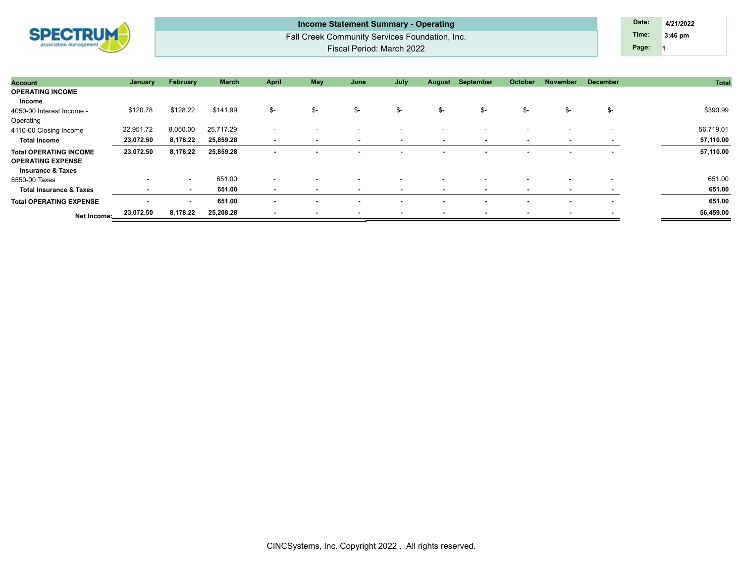# Income Statement Summary - Operating

Fall Creek Community Services Foundation, Inc.

Fiscal Period: March 2022

| Date: | 4/21/2022 |
|---|---|
| Time: | 3:46 pm |
| Page: | 1 |

| Account | January | February | March | April | May | June | July | August | September | October | November | December | Total |
|---|---|---|---|---|---|---|---|---|---|---|---|---|---|
| **OPERATING INCOME** | | | | | | | | | | | | | |
| **Income** | | | | | | | | | | | | | |
| 4050-00 Interest Income - Operating | $120.78 | $128.22 | $141.99 | $- | $- | $- | $- | $- | $- | $- | $- | $- | $390.99 |
| 4110-00 Closing Income | 22,951.72 | 8,050.00 | 25,717.29 | - | - | - | - | - | - | - | - | - | 56,719.01 |
| **Total Income** | **23,072.50** | **8,178.22** | **25,859.28** | **-** | **-** | **-** | **-** | **-** | **-** | **-** | **-** | **-** | **57,110.00** |
| **Total OPERATING INCOME** | **23,072.50** | **8,178.22** | **25,859.28** | **-** | **-** | **-** | **-** | **-** | **-** | **-** | **-** | **-** | **57,110.00** |
| **OPERATING EXPENSE** | | | | | | | | | | | | | |
| **Insurance & Taxes** | | | | | | | | | | | | | |
| 5550-00 Taxes | - | - | 651.00 | - | - | - | - | - | - | - | - | - | 651.00 |
| **Total Insurance & Taxes** | **-** | **-** | **651.00** | **-** | **-** | **-** | **-** | **-** | **-** | **-** | **-** | **-** | **651.00** |
| **Total OPERATING EXPENSE** | **-** | **-** | **651.00** | **-** | **-** | **-** | **-** | **-** | **-** | **-** | **-** | **-** | **651.00** |
| **Net Income:** | **23,072.50** | **8,178.22** | **25,208.28** | **-** | **-** | **-** | **-** | **-** | **-** | **-** | **-** | **-** | **56,459.00** |

CINCSystems, Inc. Copyright 2022 . All rights reserved.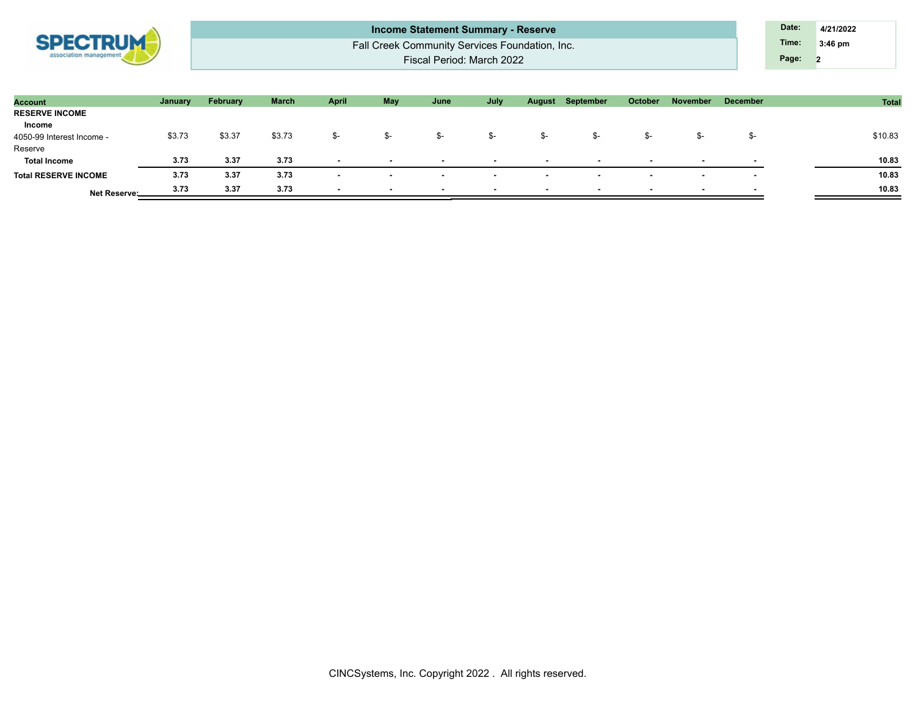## Income Statement Summary - Reserve

Fall Creek Community Services Foundation, Inc.

Fiscal Period: March 2022

| | |
|---|---|
| Date: | 4/21/2022 |
| Time: | 3:46 pm |
| Page: | 2 |

| Account | January | February | March | April | May | June | July | August | September | October | November | December | Total |
|---|---|---|---|---|---|---|---|---|---|---|---|---|---|
| **RESERVE INCOME** | | | | | | | | | | | | | |
| **Income** | | | | | | | | | | | | | |
| 4050-99 Interest Income - Reserve | $3.73 | $3.37 | $3.73 | $- | $- | $- | $- | $- | $- | $- | $- | $- | $10.83 |
| **Total Income** | **3.73** | **3.37** | **3.73** | **-** | **-** | **-** | **-** | **-** | **-** | **-** | **-** | **-** | **10.83** |
| **Total RESERVE INCOME** | **3.73** | **3.37** | **3.73** | **-** | **-** | **-** | **-** | **-** | **-** | **-** | **-** | **-** | **10.83** |
| **Net Reserve:** | **3.73** | **3.37** | **3.73** | **-** | **-** | **-** | **-** | **-** | **-** | **-** | **-** | **-** | **10.83** |

CINCSystems, Inc. Copyright 2022 . All rights reserved.